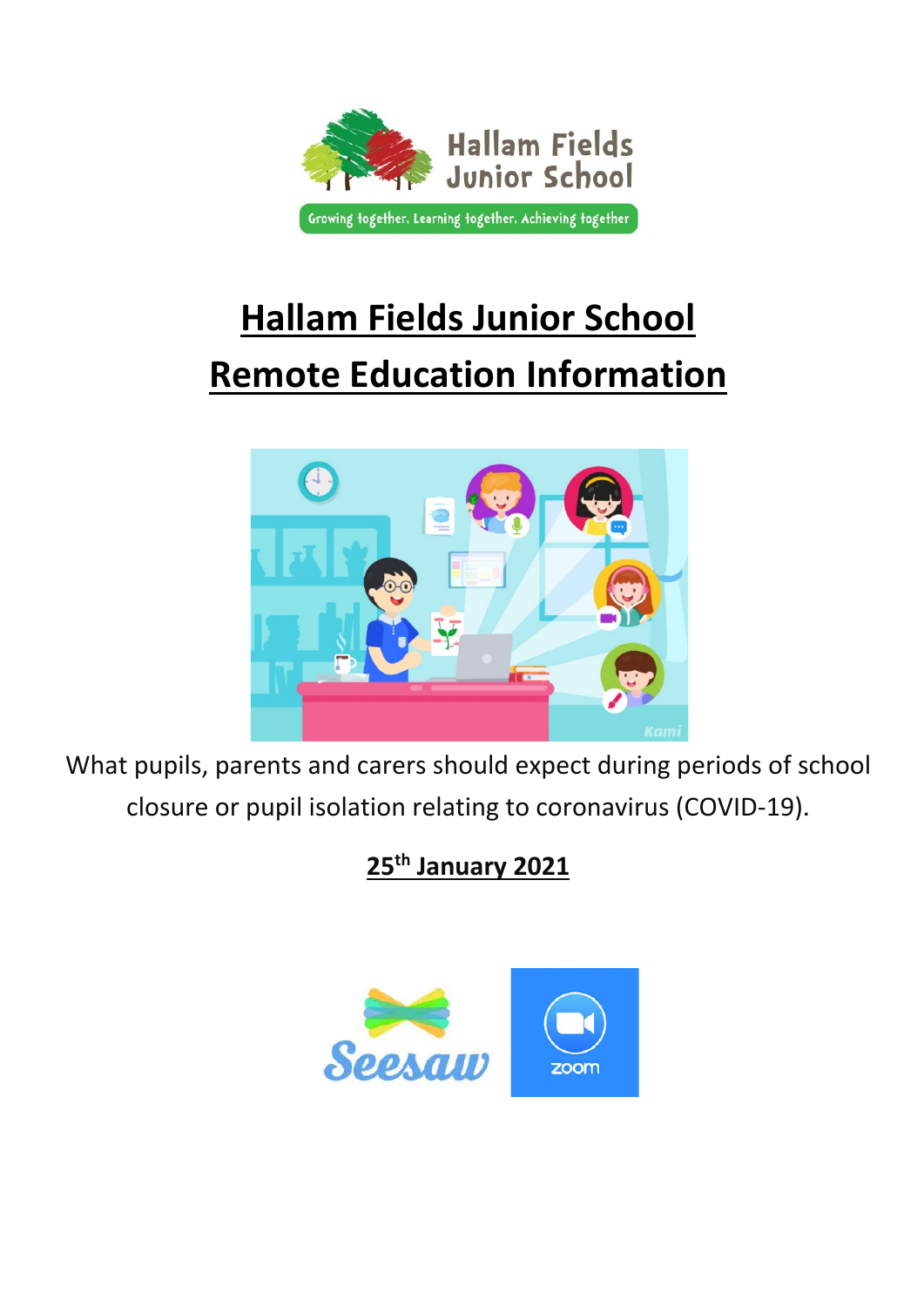# Hallam Fields Junior School

# Remote Education Information

What pupils, parents and carers should expect during periods of school closure or pupil isolation relating to coronavirus (COVID-19).

**25th January 2021**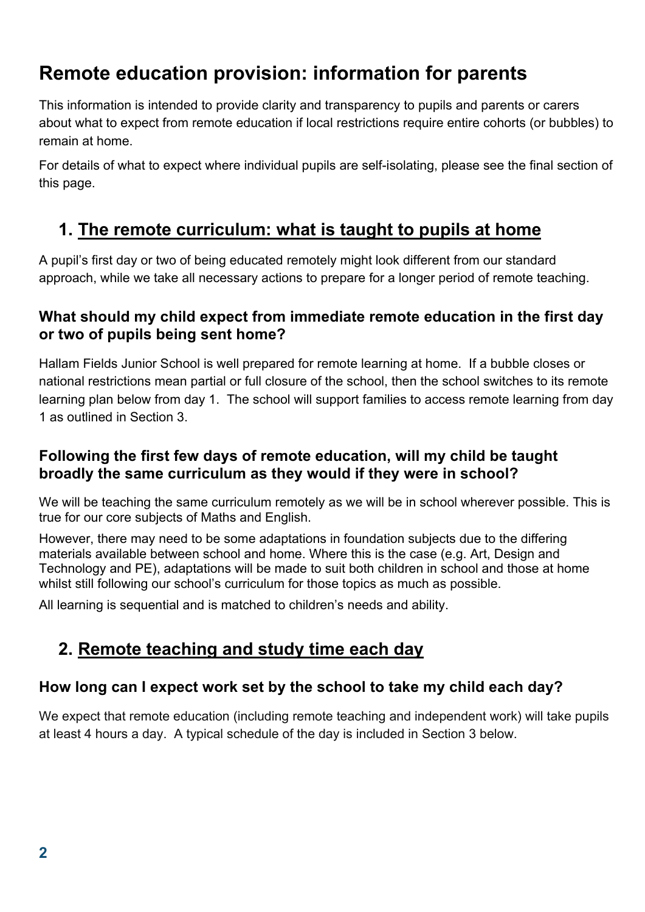# Remote education provision: information for parents

This information is intended to provide clarity and transparency to pupils and parents or carers about what to expect from remote education if local restrictions require entire cohorts (or bubbles) to remain at home.

For details of what to expect where individual pupils are self-isolating, please see the final section of this page.

## 1. The remote curriculum: what is taught to pupils at home

A pupil's first day or two of being educated remotely might look different from our standard approach, while we take all necessary actions to prepare for a longer period of remote teaching.

### What should my child expect from immediate remote education in the first day or two of pupils being sent home?

Hallam Fields Junior School is well prepared for remote learning at home. If a bubble closes or national restrictions mean partial or full closure of the school, then the school switches to its remote learning plan below from day 1. The school will support families to access remote learning from day 1 as outlined in Section 3.

### Following the first few days of remote education, will my child be taught broadly the same curriculum as they would if they were in school?

We will be teaching the same curriculum remotely as we will be in school wherever possible. This is true for our core subjects of Maths and English.

However, there may need to be some adaptations in foundation subjects due to the differing materials available between school and home. Where this is the case (e.g. Art, Design and Technology and PE), adaptations will be made to suit both children in school and those at home whilst still following our school's curriculum for those topics as much as possible.

All learning is sequential and is matched to children's needs and ability.

## 2. Remote teaching and study time each day

### How long can I expect work set by the school to take my child each day?

We expect that remote education (including remote teaching and independent work) will take pupils at least 4 hours a day. A typical schedule of the day is included in Section 3 below.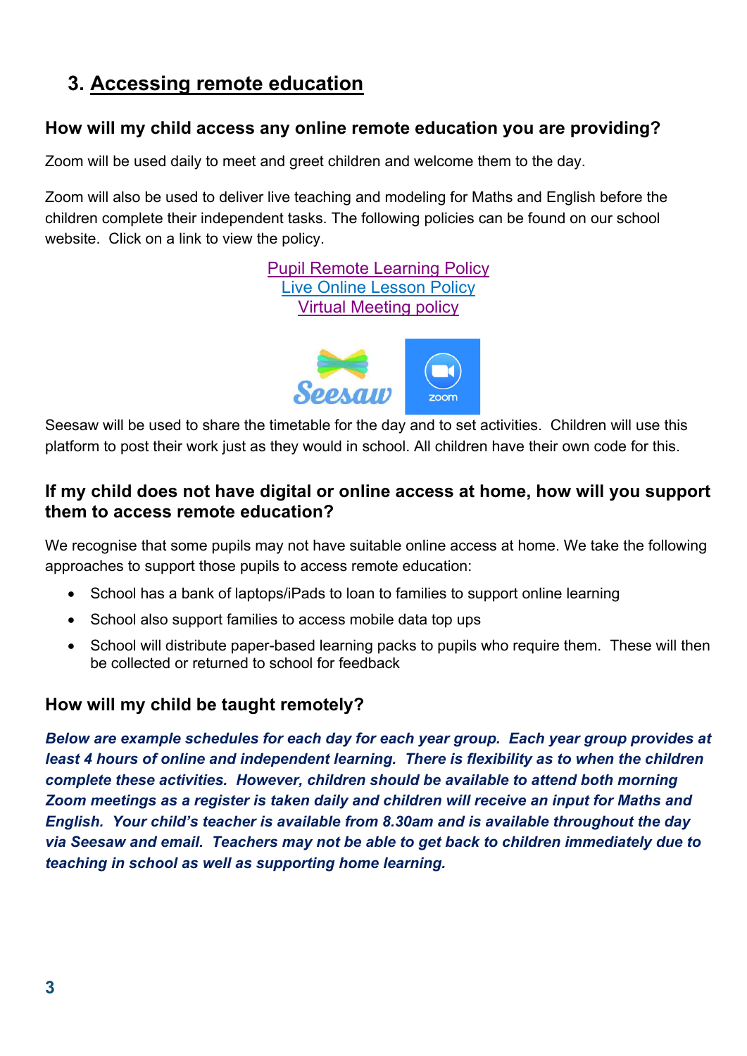## 3. Accessing remote education

### How will my child access any online remote education you are providing?

Zoom will be used daily to meet and greet children and welcome them to the day.

Zoom will also be used to deliver live teaching and modeling for Maths and English before the children complete their independent tasks. The following policies can be found on our school website. Click on a link to view the policy.

Pupil Remote Learning Policy
Live Online Lesson Policy
Virtual Meeting policy

Seesaw will be used to share the timetable for the day and to set activities. Children will use this platform to post their work just as they would in school. All children have their own code for this.

### If my child does not have digital or online access at home, how will you support them to access remote education?

We recognise that some pupils may not have suitable online access at home. We take the following approaches to support those pupils to access remote education:

- School has a bank of laptops/iPads to loan to families to support online learning
- School also support families to access mobile data top ups
- School will distribute paper-based learning packs to pupils who require them. These will then be collected or returned to school for feedback

### How will my child be taught remotely?

***Below are example schedules for each day for each year group. Each year group provides at least 4 hours of online and independent learning. There is flexibility as to when the children complete these activities. However, children should be available to attend both morning Zoom meetings as a register is taken daily and children will receive an input for Maths and English. Your child's teacher is available from 8.30am and is available throughout the day via Seesaw and email. Teachers may not be able to get back to children immediately due to teaching in school as well as supporting home learning.***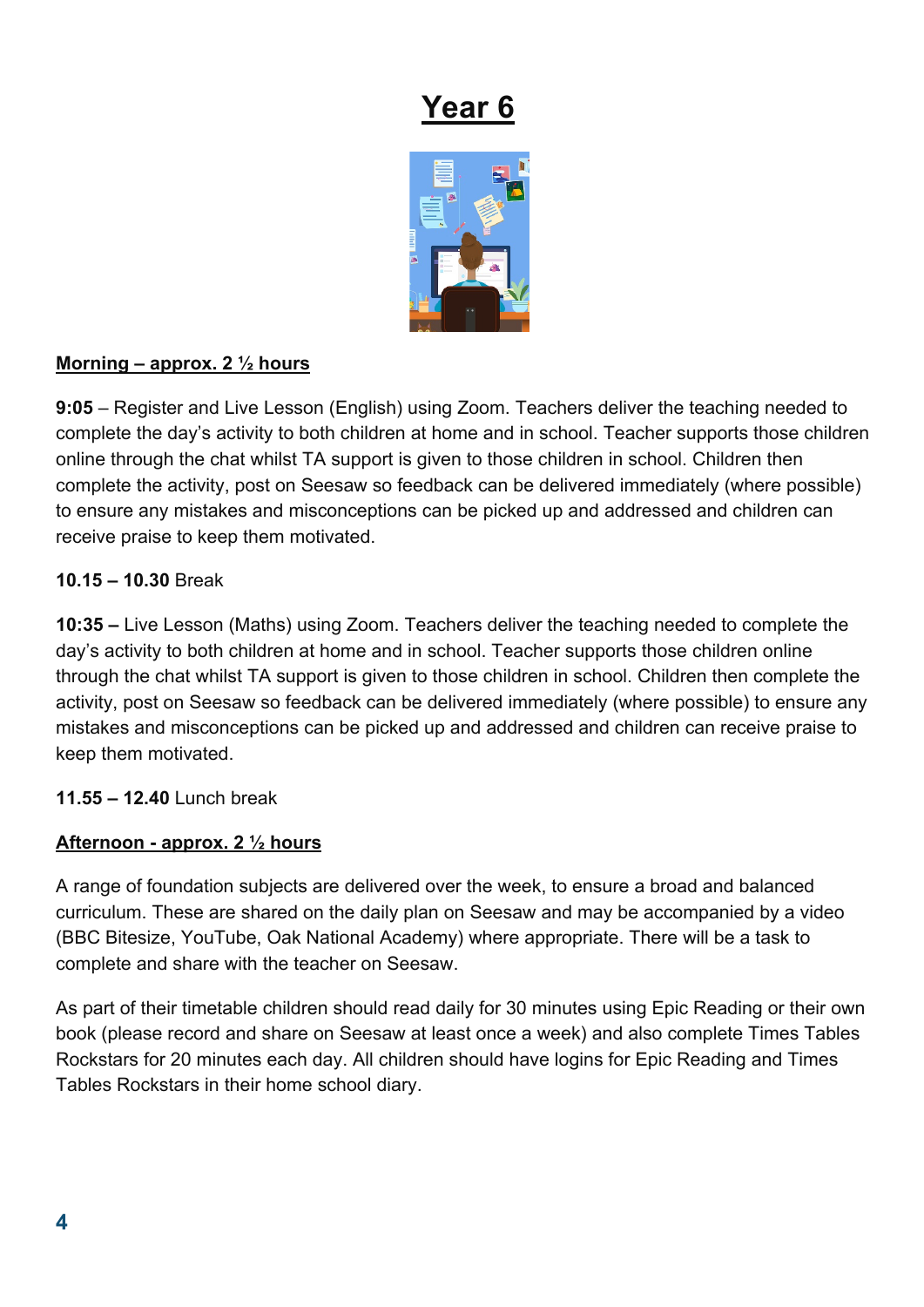# Year 6

**Morning – approx. 2 ½ hours**

**9:05** – Register and Live Lesson (English) using Zoom. Teachers deliver the teaching needed to complete the day's activity to both children at home and in school. Teacher supports those children online through the chat whilst TA support is given to those children in school. Children then complete the activity, post on Seesaw so feedback can be delivered immediately (where possible) to ensure any mistakes and misconceptions can be picked up and addressed and children can receive praise to keep them motivated.

**10.15 – 10.30** Break

**10:35 –** Live Lesson (Maths) using Zoom. Teachers deliver the teaching needed to complete the day's activity to both children at home and in school. Teacher supports those children online through the chat whilst TA support is given to those children in school. Children then complete the activity, post on Seesaw so feedback can be delivered immediately (where possible) to ensure any mistakes and misconceptions can be picked up and addressed and children can receive praise to keep them motivated.

**11.55 – 12.40** Lunch break

**Afternoon - approx. 2 ½ hours**

A range of foundation subjects are delivered over the week, to ensure a broad and balanced curriculum. These are shared on the daily plan on Seesaw and may be accompanied by a video (BBC Bitesize, YouTube, Oak National Academy) where appropriate. There will be a task to complete and share with the teacher on Seesaw.

As part of their timetable children should read daily for 30 minutes using Epic Reading or their own book (please record and share on Seesaw at least once a week) and also complete Times Tables Rockstars for 20 minutes each day. All children should have logins for Epic Reading and Times Tables Rockstars in their home school diary.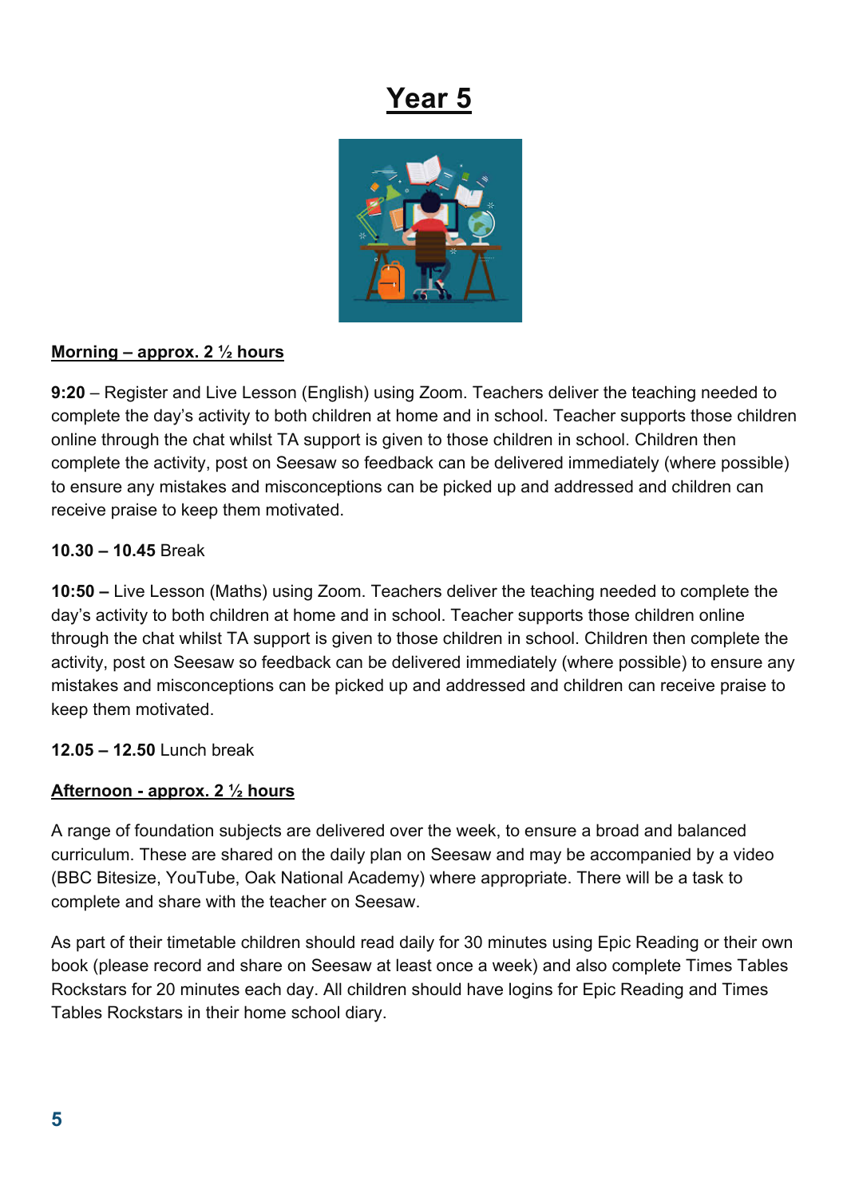# Year 5

**Morning – approx. 2 ½ hours**

**9:20** – Register and Live Lesson (English) using Zoom. Teachers deliver the teaching needed to complete the day's activity to both children at home and in school. Teacher supports those children online through the chat whilst TA support is given to those children in school. Children then complete the activity, post on Seesaw so feedback can be delivered immediately (where possible) to ensure any mistakes and misconceptions can be picked up and addressed and children can receive praise to keep them motivated.

**10.30 – 10.45** Break

**10:50 –** Live Lesson (Maths) using Zoom. Teachers deliver the teaching needed to complete the day's activity to both children at home and in school. Teacher supports those children online through the chat whilst TA support is given to those children in school. Children then complete the activity, post on Seesaw so feedback can be delivered immediately (where possible) to ensure any mistakes and misconceptions can be picked up and addressed and children can receive praise to keep them motivated.

**12.05 – 12.50** Lunch break

**Afternoon - approx. 2 ½ hours**

A range of foundation subjects are delivered over the week, to ensure a broad and balanced curriculum. These are shared on the daily plan on Seesaw and may be accompanied by a video (BBC Bitesize, YouTube, Oak National Academy) where appropriate. There will be a task to complete and share with the teacher on Seesaw.

As part of their timetable children should read daily for 30 minutes using Epic Reading or their own book (please record and share on Seesaw at least once a week) and also complete Times Tables Rockstars for 20 minutes each day. All children should have logins for Epic Reading and Times Tables Rockstars in their home school diary.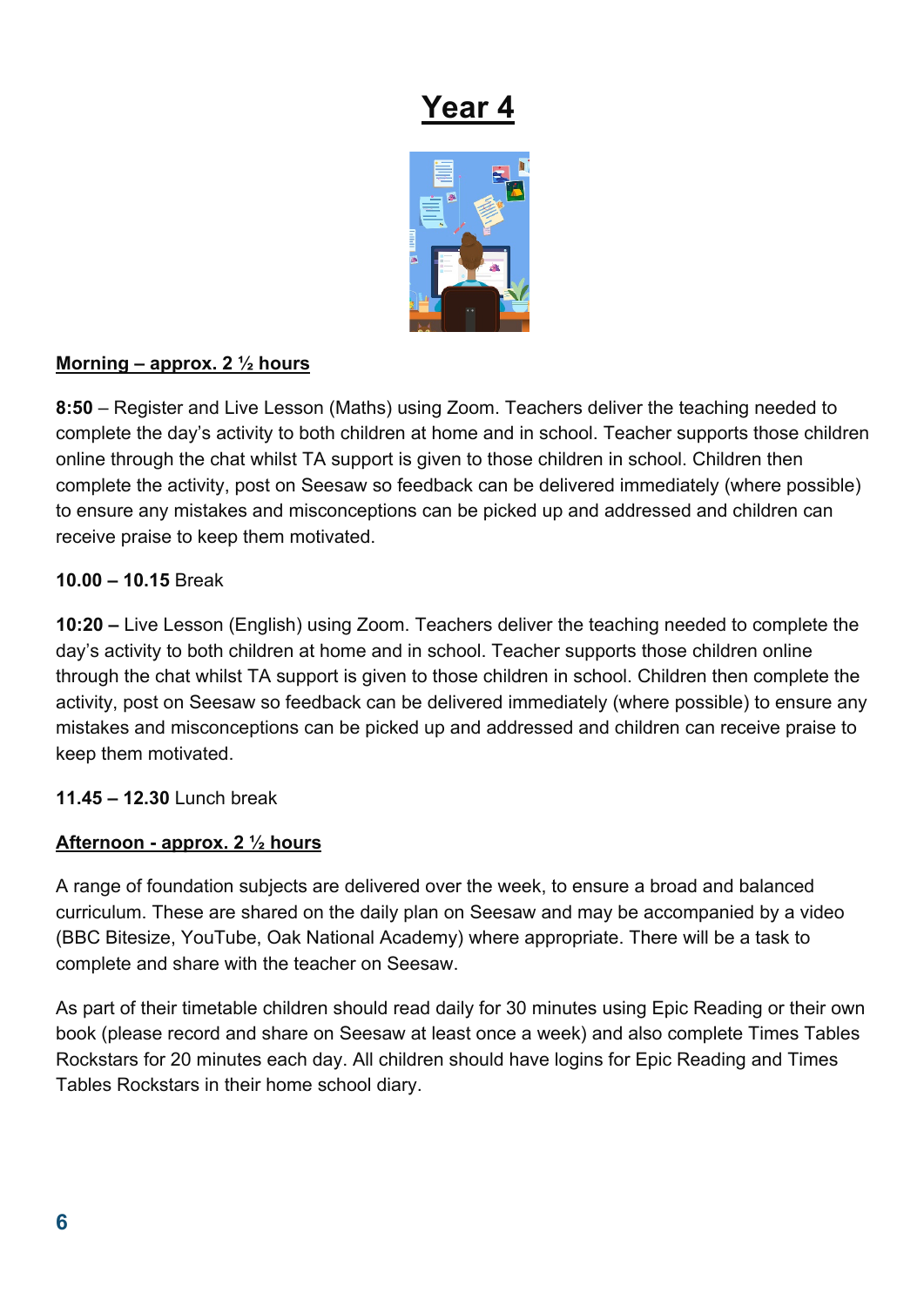# Year 4

**Morning – approx. 2 ½ hours**

**8:50** – Register and Live Lesson (Maths) using Zoom. Teachers deliver the teaching needed to complete the day's activity to both children at home and in school. Teacher supports those children online through the chat whilst TA support is given to those children in school. Children then complete the activity, post on Seesaw so feedback can be delivered immediately (where possible) to ensure any mistakes and misconceptions can be picked up and addressed and children can receive praise to keep them motivated.

**10.00 – 10.15** Break

**10:20 –** Live Lesson (English) using Zoom. Teachers deliver the teaching needed to complete the day's activity to both children at home and in school. Teacher supports those children online through the chat whilst TA support is given to those children in school. Children then complete the activity, post on Seesaw so feedback can be delivered immediately (where possible) to ensure any mistakes and misconceptions can be picked up and addressed and children can receive praise to keep them motivated.

**11.45 – 12.30** Lunch break

**Afternoon - approx. 2 ½ hours**

A range of foundation subjects are delivered over the week, to ensure a broad and balanced curriculum. These are shared on the daily plan on Seesaw and may be accompanied by a video (BBC Bitesize, YouTube, Oak National Academy) where appropriate. There will be a task to complete and share with the teacher on Seesaw.

As part of their timetable children should read daily for 30 minutes using Epic Reading or their own book (please record and share on Seesaw at least once a week) and also complete Times Tables Rockstars for 20 minutes each day. All children should have logins for Epic Reading and Times Tables Rockstars in their home school diary.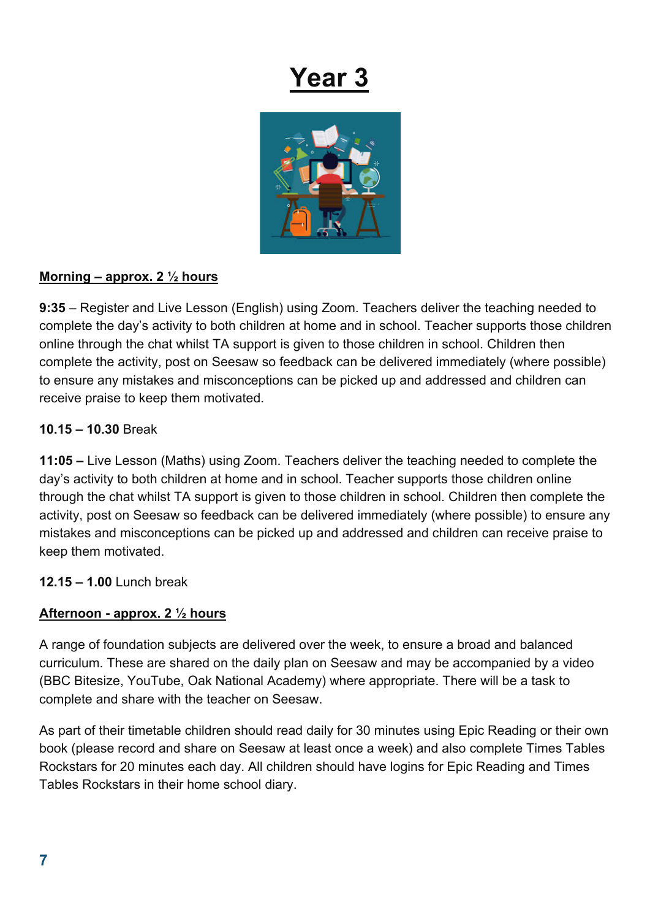# Year 3

**Morning – approx. 2 ½ hours**

**9:35** – Register and Live Lesson (English) using Zoom. Teachers deliver the teaching needed to complete the day's activity to both children at home and in school. Teacher supports those children online through the chat whilst TA support is given to those children in school. Children then complete the activity, post on Seesaw so feedback can be delivered immediately (where possible) to ensure any mistakes and misconceptions can be picked up and addressed and children can receive praise to keep them motivated.

**10.15 – 10.30** Break

**11:05 –** Live Lesson (Maths) using Zoom. Teachers deliver the teaching needed to complete the day's activity to both children at home and in school. Teacher supports those children online through the chat whilst TA support is given to those children in school. Children then complete the activity, post on Seesaw so feedback can be delivered immediately (where possible) to ensure any mistakes and misconceptions can be picked up and addressed and children can receive praise to keep them motivated.

**12.15 – 1.00** Lunch break

**Afternoon - approx. 2 ½ hours**

A range of foundation subjects are delivered over the week, to ensure a broad and balanced curriculum. These are shared on the daily plan on Seesaw and may be accompanied by a video (BBC Bitesize, YouTube, Oak National Academy) where appropriate. There will be a task to complete and share with the teacher on Seesaw.

As part of their timetable children should read daily for 30 minutes using Epic Reading or their own book (please record and share on Seesaw at least once a week) and also complete Times Tables Rockstars for 20 minutes each day. All children should have logins for Epic Reading and Times Tables Rockstars in their home school diary.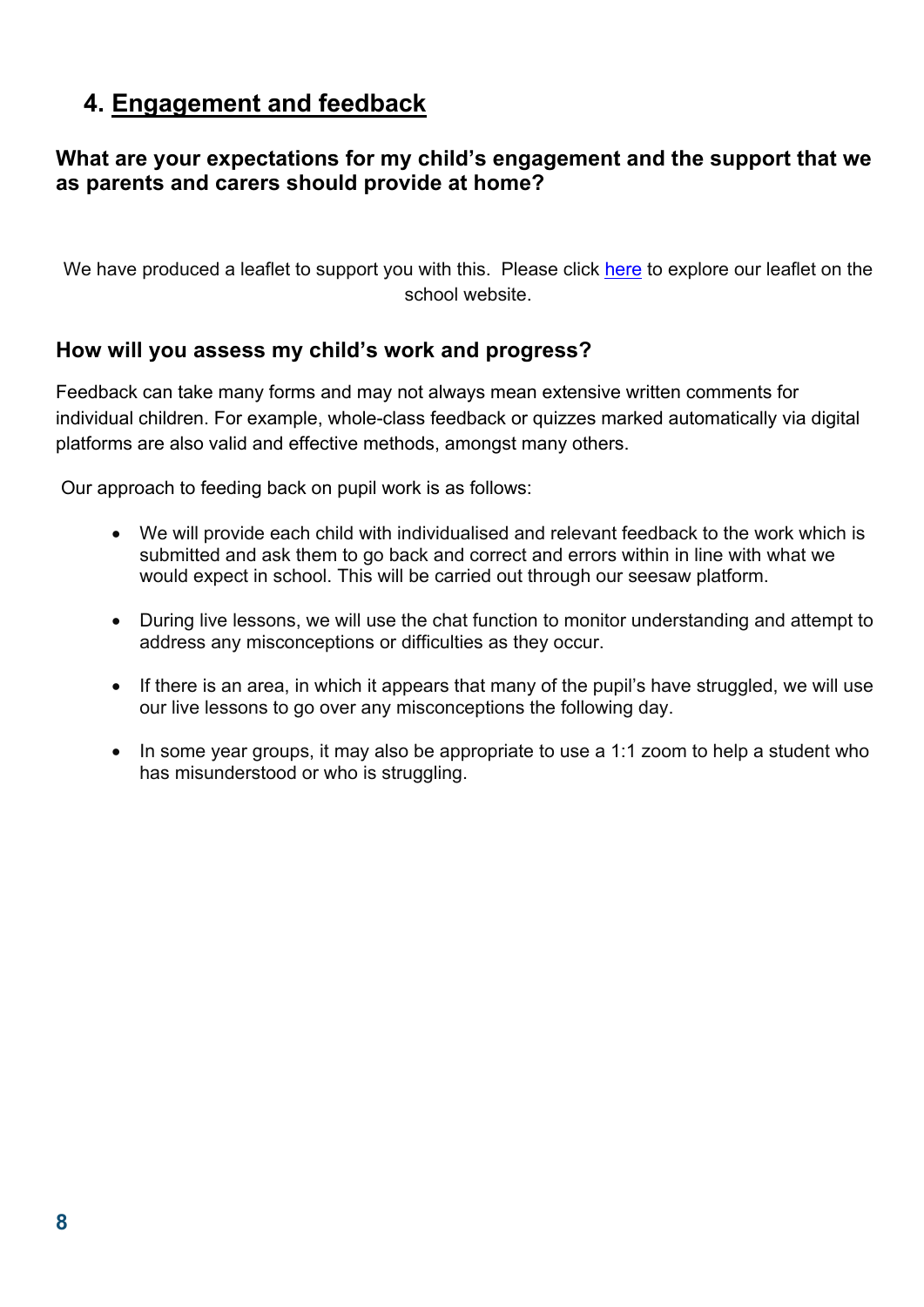## 4. Engagement and feedback

### What are your expectations for my child's engagement and the support that we as parents and carers should provide at home?

We have produced a leaflet to support you with this. Please click [here]() to explore our leaflet on the school website.

### How will you assess my child's work and progress?

Feedback can take many forms and may not always mean extensive written comments for individual children. For example, whole-class feedback or quizzes marked automatically via digital platforms are also valid and effective methods, amongst many others.

Our approach to feeding back on pupil work is as follows:

- We will provide each child with individualised and relevant feedback to the work which is submitted and ask them to go back and correct and errors within in line with what we would expect in school. This will be carried out through our seesaw platform.
- During live lessons, we will use the chat function to monitor understanding and attempt to address any misconceptions or difficulties as they occur.
- If there is an area, in which it appears that many of the pupil's have struggled, we will use our live lessons to go over any misconceptions the following day.
- In some year groups, it may also be appropriate to use a 1:1 zoom to help a student who has misunderstood or who is struggling.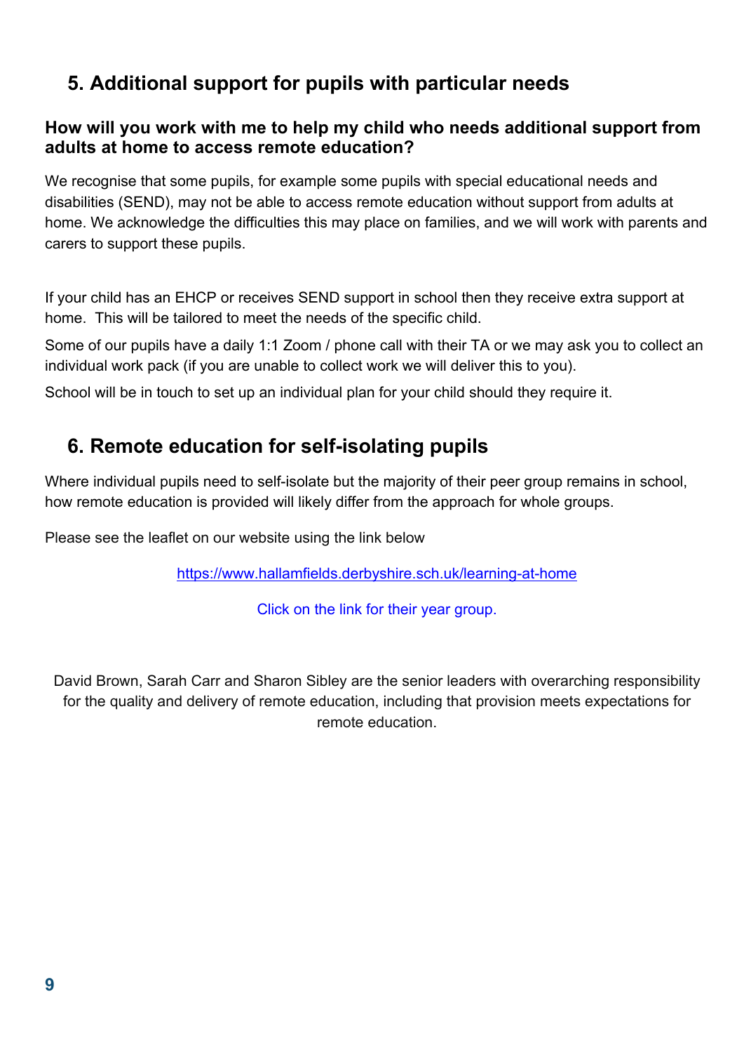## 5. Additional support for pupils with particular needs

### How will you work with me to help my child who needs additional support from adults at home to access remote education?

We recognise that some pupils, for example some pupils with special educational needs and disabilities (SEND), may not be able to access remote education without support from adults at home. We acknowledge the difficulties this may place on families, and we will work with parents and carers to support these pupils.

If your child has an EHCP or receives SEND support in school then they receive extra support at home. This will be tailored to meet the needs of the specific child.

Some of our pupils have a daily 1:1 Zoom / phone call with their TA or we may ask you to collect an individual work pack (if you are unable to collect work we will deliver this to you).

School will be in touch to set up an individual plan for your child should they require it.

## 6. Remote education for self-isolating pupils

Where individual pupils need to self-isolate but the majority of their peer group remains in school, how remote education is provided will likely differ from the approach for whole groups.

Please see the leaflet on our website using the link below

https://www.hallamfields.derbyshire.sch.uk/learning-at-home

Click on the link for their year group.

David Brown, Sarah Carr and Sharon Sibley are the senior leaders with overarching responsibility for the quality and delivery of remote education, including that provision meets expectations for remote education.